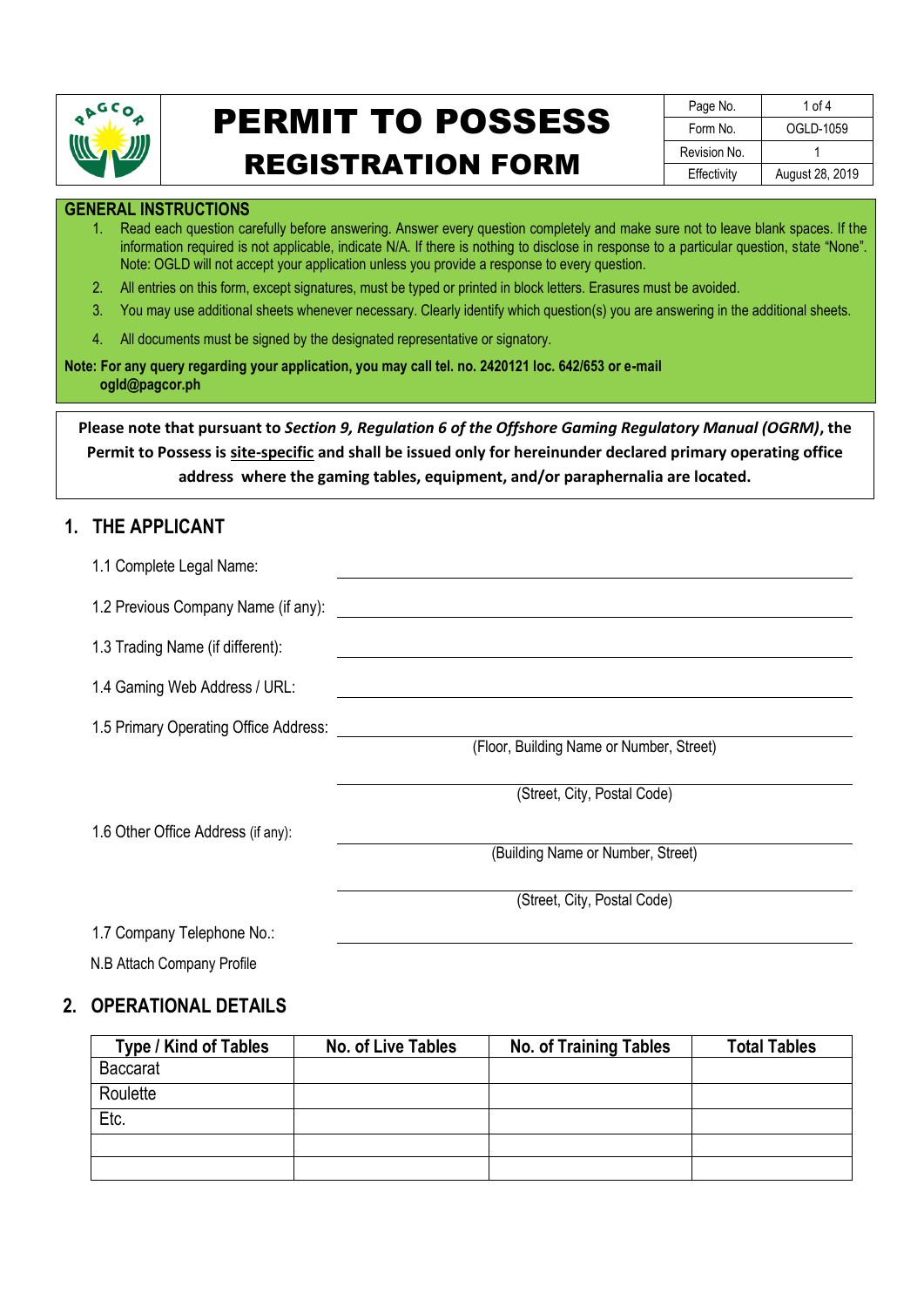# PERMIT TO POSSESS

## REGISTRATION FORM

| Page No. | 1 of 4 |
|---|---|
| Form No. | OGLD-1059 |
| Revision No. | 1 |
| Effectivity | August 28, 2019 |

**GENERAL INSTRUCTIONS**

1. Read each question carefully before answering. Answer every question completely and make sure not to leave blank spaces. If the information required is not applicable, indicate N/A. If there is nothing to disclose in response to a particular question, state "None". Note: OGLD will not accept your application unless you provide a response to every question.
2. All entries on this form, except signatures, must be typed or printed in block letters. Erasures must be avoided.
3. You may use additional sheets whenever necessary. Clearly identify which question(s) you are answering in the additional sheets.
4. All documents must be signed by the designated representative or signatory.

**Note: For any query regarding your application, you may call tel. no. 2420121 loc. 642/653 or e-mail ogld@pagcor.ph**

**Please note that pursuant to *Section 9, Regulation 6 of the Offshore Gaming Regulatory Manual (OGRM)*, the Permit to Possess is site-specific and shall be issued only for hereinunder declared primary operating office address where the gaming tables, equipment, and/or paraphernalia are located.**

## 1. THE APPLICANT

1.1 Complete Legal Name: ______________________

1.2 Previous Company Name (if any): ______________________

1.3 Trading Name (if different): ______________________

1.4 Gaming Web Address / URL: ______________________

1.5 Primary Operating Office Address: ______________________
(Floor, Building Name or Number, Street)
______________________
(Street, City, Postal Code)

1.6 Other Office Address (if any): ______________________
(Building Name or Number, Street)
______________________
(Street, City, Postal Code)

1.7 Company Telephone No.: ______________________

N.B Attach Company Profile

## 2. OPERATIONAL DETAILS

| Type / Kind of Tables | No. of Live Tables | No. of Training Tables | Total Tables |
|---|---|---|---|
| Baccarat | | | |
| Roulette | | | |
| Etc. | | | |
| | | | |
| | | | |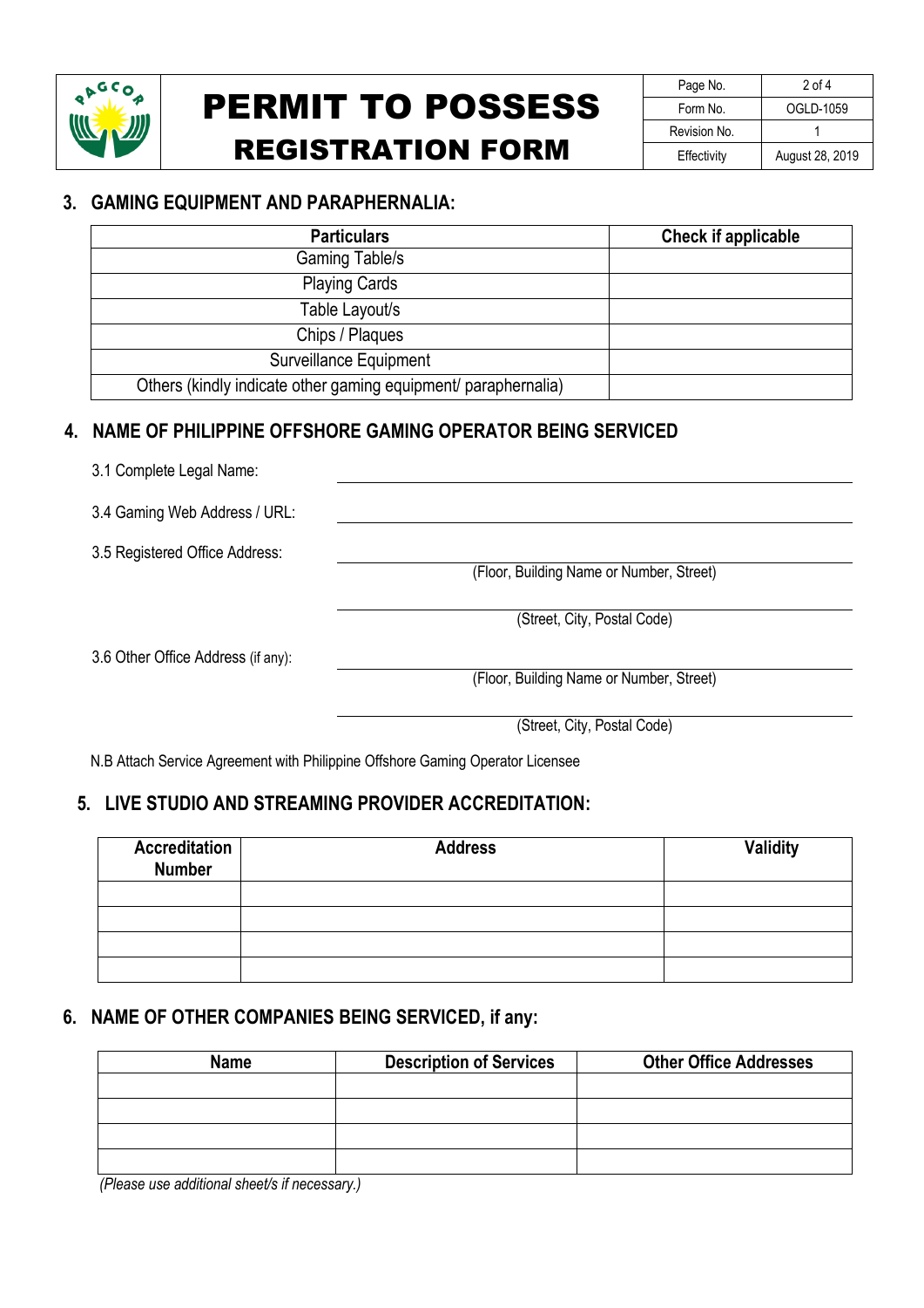# PERMIT TO POSSESS REGISTRATION FORM

| Page No. | 2 of 4 |
| --- | --- |
| Form No. | OGLD-1059 |
| Revision No. | 1 |
| Effectivity | August 28, 2019 |

## 3. GAMING EQUIPMENT AND PARAPHERNALIA:

| Particulars | Check if applicable |
| --- | --- |
| Gaming Table/s | |
| Playing Cards | |
| Table Layout/s | |
| Chips / Plaques | |
| Surveillance Equipment | |
| Others (kindly indicate other gaming equipment/ paraphernalia) | |

## 4. NAME OF PHILIPPINE OFFSHORE GAMING OPERATOR BEING SERVICED

3.1 Complete Legal Name: ______________________________

3.4 Gaming Web Address / URL: ______________________________

3.5 Registered Office Address: ______________________________
(Floor, Building Name or Number, Street)

______________________________
(Street, City, Postal Code)

3.6 Other Office Address (if any): ______________________________
(Floor, Building Name or Number, Street)

______________________________
(Street, City, Postal Code)

N.B Attach Service Agreement with Philippine Offshore Gaming Operator Licensee

## 5. LIVE STUDIO AND STREAMING PROVIDER ACCREDITATION:

| Accreditation Number | Address | Validity |
| --- | --- | --- |
| | | |
| | | |
| | | |
| | | |

## 6. NAME OF OTHER COMPANIES BEING SERVICED, if any:

| Name | Description of Services | Other Office Addresses |
| --- | --- | --- |
| | | |
| | | |
| | | |
| | | |

*(Please use additional sheet/s if necessary.)*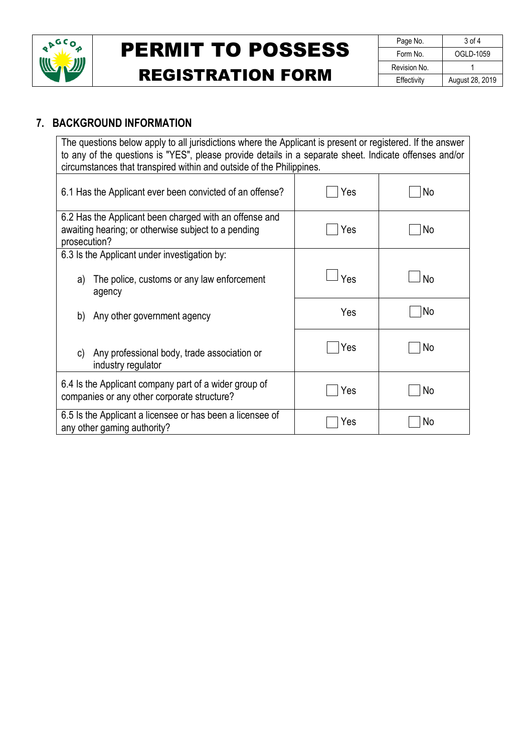## 7. BACKGROUND INFORMATION

| The questions below apply to all jurisdictions where the Applicant is present or registered. If the answer to any of the questions is "YES", please provide details in a separate sheet. Indicate offenses and/or circumstances that transpired within and outside of the Philippines. | | |
|---|---|---|
| 6.1 Has the Applicant ever been convicted of an offense? | ☐ Yes | ☐ No |
| 6.2 Has the Applicant been charged with an offense and awaiting hearing; or otherwise subject to a pending prosecution? | ☐ Yes | ☐ No |
| 6.3 Is the Applicant under investigation by: <br> a) The police, customs or any law enforcement agency | ☐ Yes | ☐ No |
| b) Any other government agency | Yes | ☐ No |
| c) Any professional body, trade association or industry regulator | ☐ Yes | ☐ No |
| 6.4 Is the Applicant company part of a wider group of companies or any other corporate structure? | ☐ Yes | ☐ No |
| 6.5 Is the Applicant a licensee or has been a licensee of any other gaming authority? | ☐ Yes | ☐ No |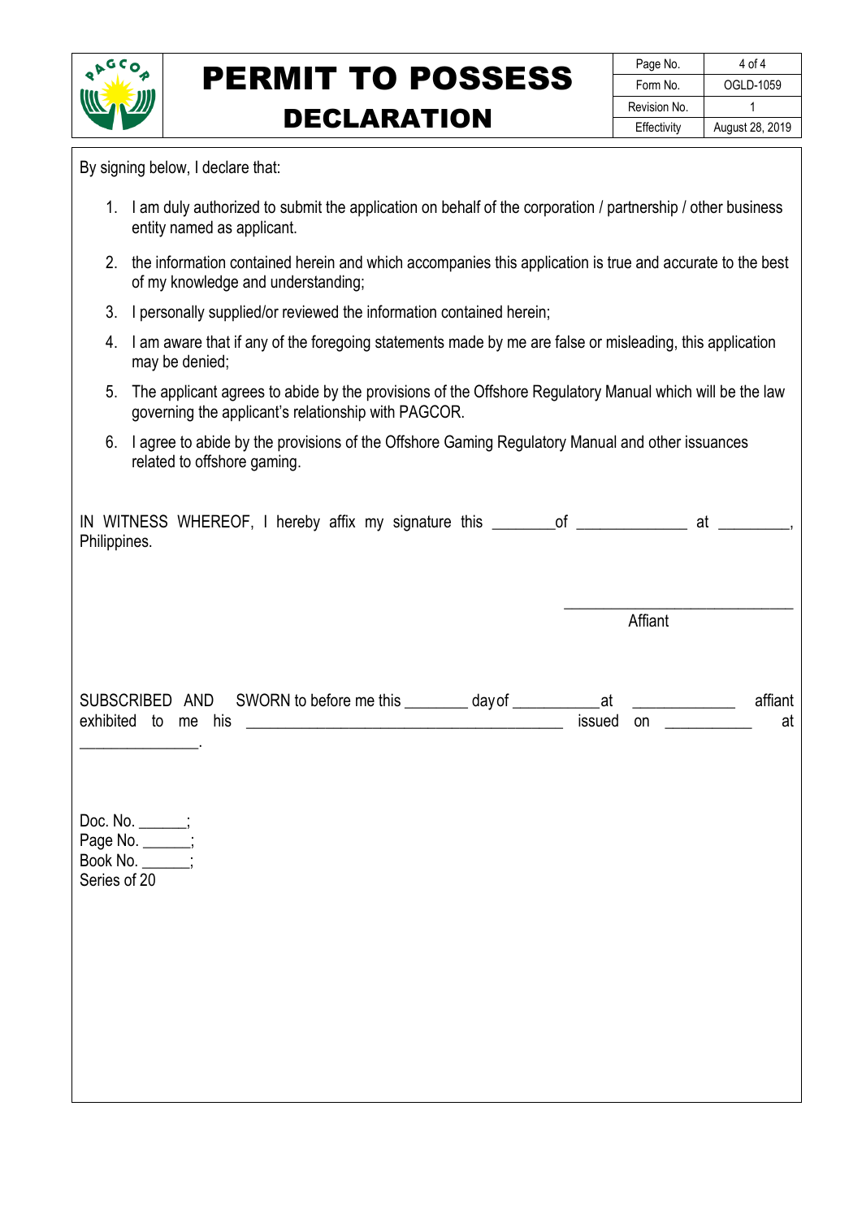# PERMIT TO POSSESS

## DECLARATION

| Page No. | 4 of 4 |
| --- | --- |
| Form No. | OGLD-1059 |
| Revision No. | 1 |
| Effectivity | August 28, 2019 |

By signing below, I declare that:

1. I am duly authorized to submit the application on behalf of the corporation / partnership / other business entity named as applicant.
2. the information contained herein and which accompanies this application is true and accurate to the best of my knowledge and understanding;
3. I personally supplied/or reviewed the information contained herein;
4. I am aware that if any of the foregoing statements made by me are false or misleading, this application may be denied;
5. The applicant agrees to abide by the provisions of the Offshore Regulatory Manual which will be the law governing the applicant's relationship with PAGCOR.
6. I agree to abide by the provisions of the Offshore Gaming Regulatory Manual and other issuances related to offshore gaming.

IN WITNESS WHEREOF, I hereby affix my signature this ________of ______________ at _________, Philippines.

______________________________
Affiant

SUBSCRIBED AND SWORN to before me this ________ day of ___________at _____________ affiant exhibited to me his ________________________________________ issued on ___________ at _______________.

Doc. No. ______;
Page No. ______;
Book No. ______;
Series of 20